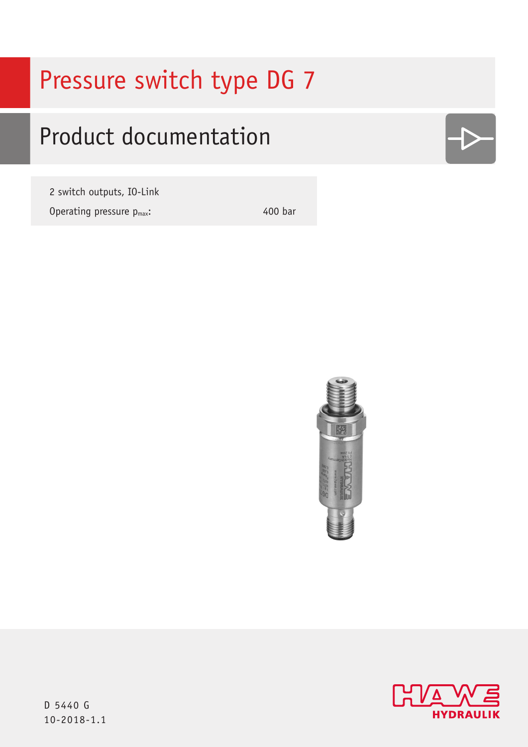# Pressure switch type DG 7

## Product documentation

2 switch outputs, IO-Link

| Operating pressure $p_{max}$: | 400 bar |
| --- | --- |

D 5440 G
10-2018-1.1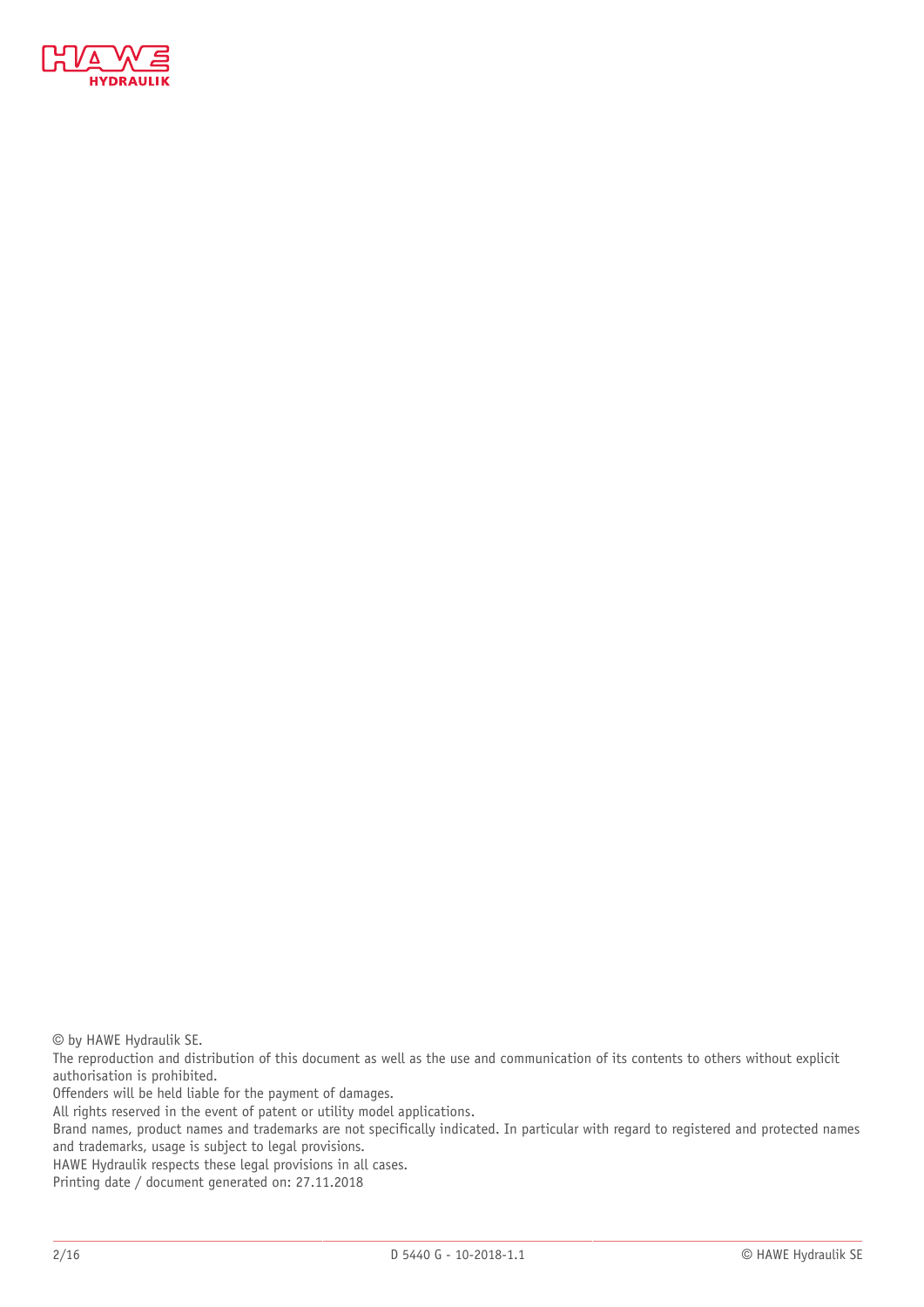© by HAWE Hydraulik SE.
The reproduction and distribution of this document as well as the use and communication of its contents to others without explicit authorisation is prohibited.
Offenders will be held liable for the payment of damages.
All rights reserved in the event of patent or utility model applications.
Brand names, product names and trademarks are not specifically indicated. In particular with regard to registered and protected names and trademarks, usage is subject to legal provisions.
HAWE Hydraulik respects these legal provisions in all cases.
Printing date / document generated on: 27.11.2018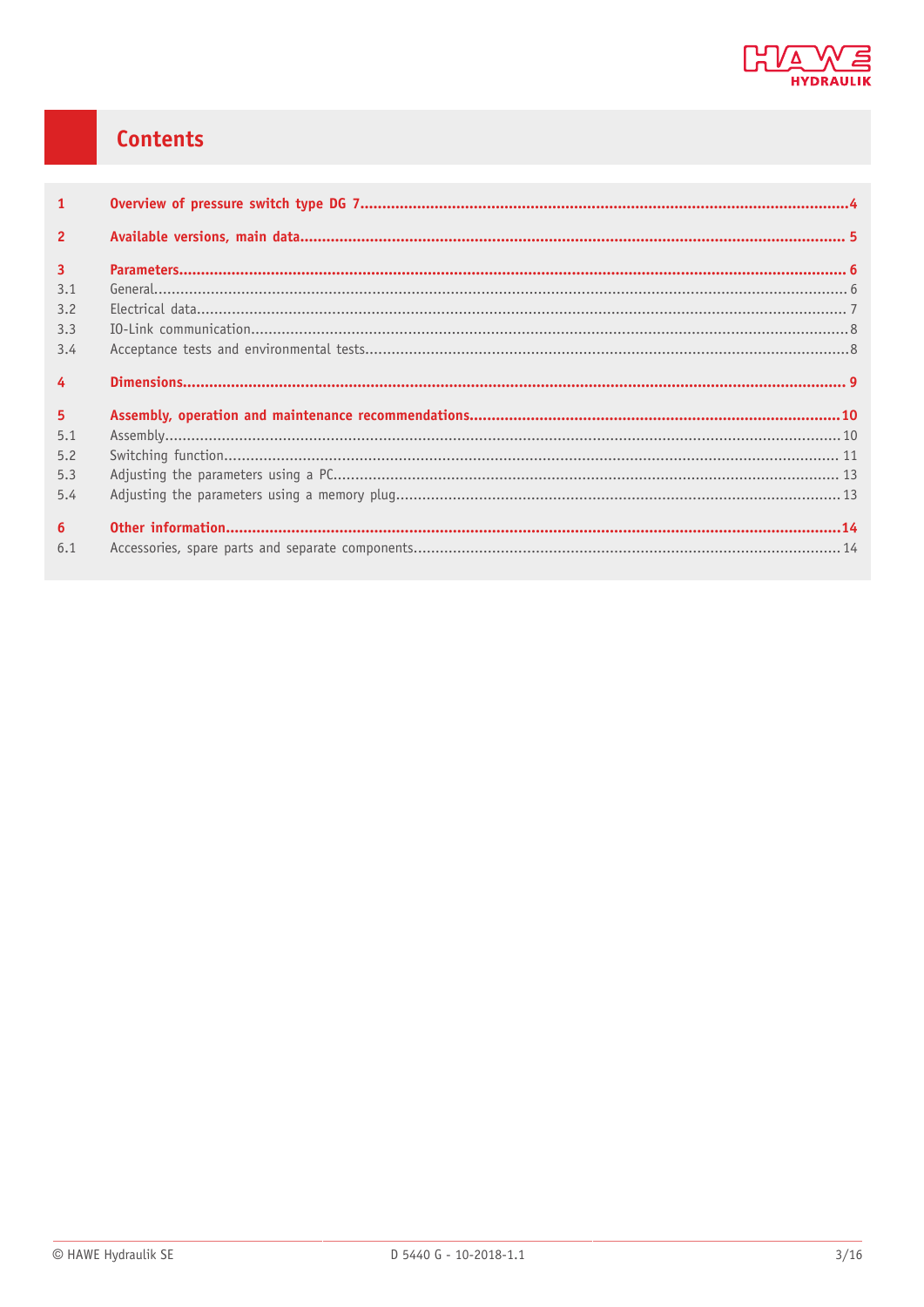# Contents

| | | |
|---|---|---|
| **1** | **Overview of pressure switch type DG 7** | **4** |
| **2** | **Available versions, main data** | **5** |
| **3** | **Parameters** | **6** |
| 3.1 | General | 6 |
| 3.2 | Electrical data | 7 |
| 3.3 | IO-Link communication | 8 |
| 3.4 | Acceptance tests and environmental tests | 8 |
| **4** | **Dimensions** | **9** |
| **5** | **Assembly, operation and maintenance recommendations** | **10** |
| 5.1 | Assembly | 10 |
| 5.2 | Switching function | 11 |
| 5.3 | Adjusting the parameters using a PC | 13 |
| 5.4 | Adjusting the parameters using a memory plug | 13 |
| **6** | **Other information** | **14** |
| 6.1 | Accessories, spare parts and separate components | 14 |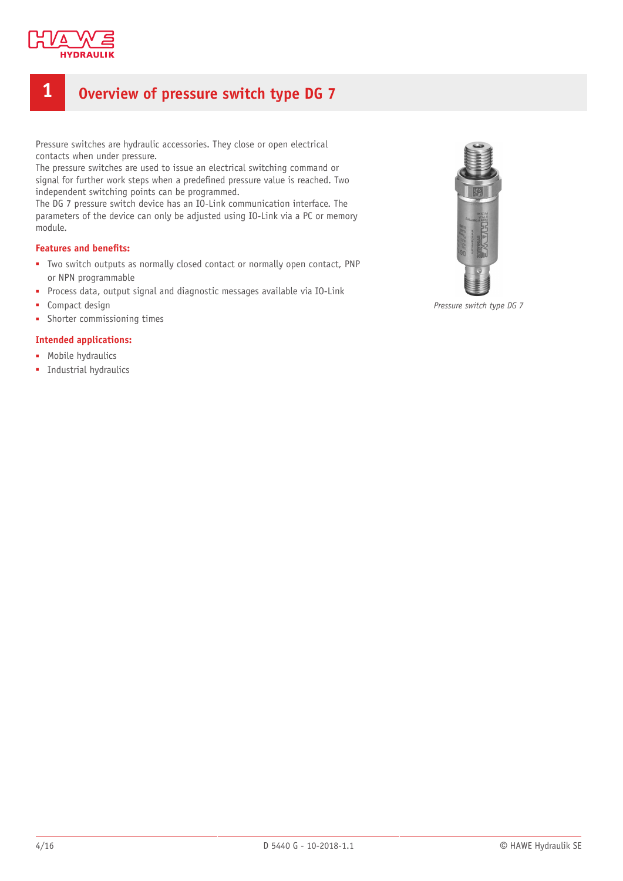# 1 Overview of pressure switch type DG 7

Pressure switches are hydraulic accessories. They close or open electrical contacts when under pressure.
The pressure switches are used to issue an electrical switching command or signal for further work steps when a predefined pressure value is reached. Two independent switching points can be programmed.
The DG 7 pressure switch device has an IO-Link communication interface. The parameters of the device can only be adjusted using IO-Link via a PC or memory module.

**Features and benefits:**

- Two switch outputs as normally closed contact or normally open contact, PNP or NPN programmable
- Process data, output signal and diagnostic messages available via IO-Link
- Compact design
- Shorter commissioning times

**Intended applications:**

- Mobile hydraulics
- Industrial hydraulics

*Pressure switch type DG 7*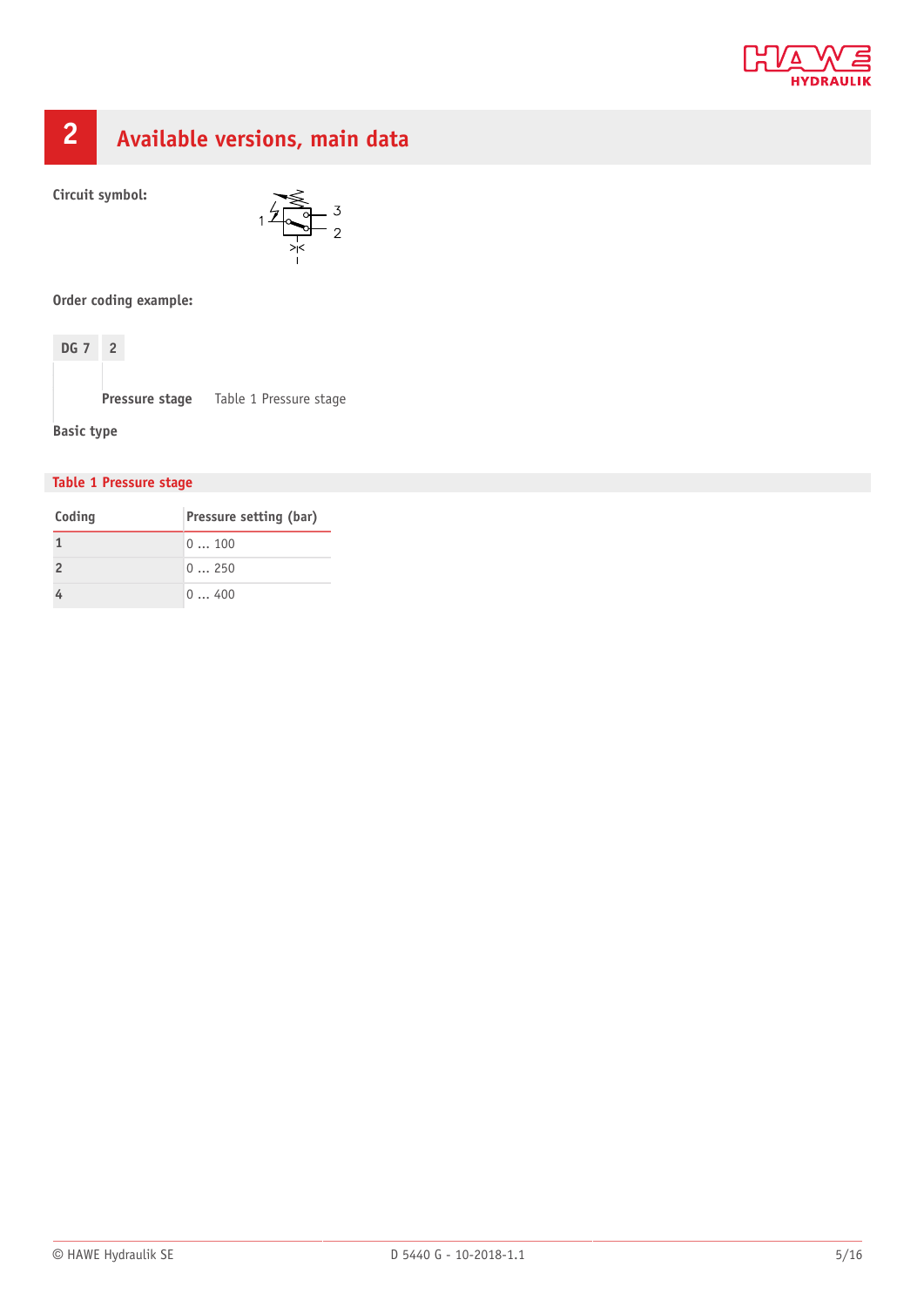## 2 Available versions, main data

**Circuit symbol:**

**Order coding example:**

| DG 7 | 2 |
|---|---|

**Pressure stage** Table 1 Pressure stage

**Basic type**

**Table 1 Pressure stage**

| Coding | Pressure setting (bar) |
|---|---|
| 1 | 0 … 100 |
| 2 | 0 … 250 |
| 4 | 0 … 400 |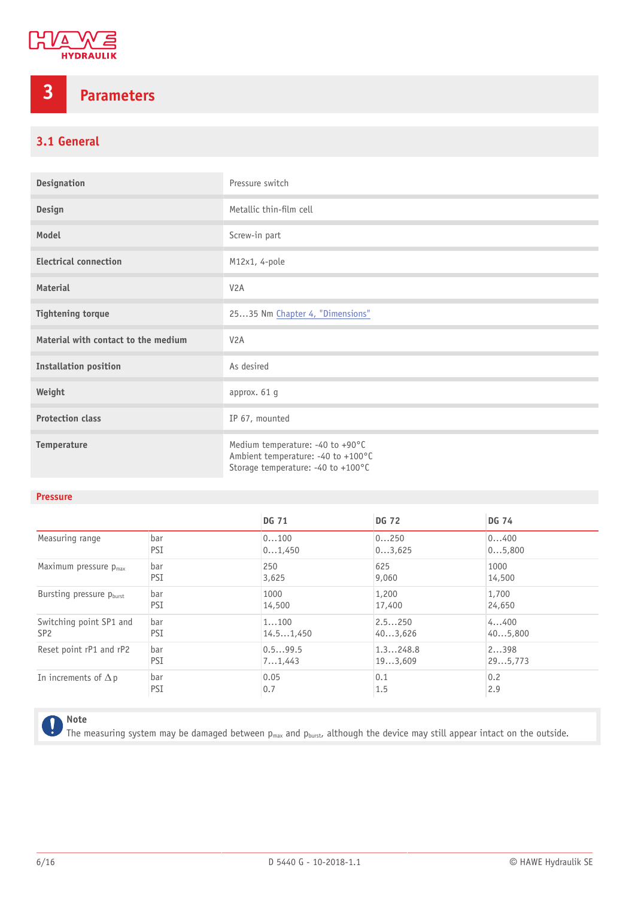# 3 Parameters

## 3.1 General

| | |
|---|---|
| **Designation** | Pressure switch |
| **Design** | Metallic thin-film cell |
| **Model** | Screw-in part |
| **Electrical connection** | M12x1, 4-pole |
| **Material** | V2A |
| **Tightening torque** | 25…35 Nm Chapter 4, "Dimensions" |
| **Material with contact to the medium** | V2A |
| **Installation position** | As desired |
| **Weight** | approx. 61 g |
| **Protection class** | IP 67, mounted |
| **Temperature** | Medium temperature: -40 to +90°C<br>Ambient temperature: -40 to +100°C<br>Storage temperature: -40 to +100°C |

### Pressure

| | | DG 71 | DG 72 | DG 74 |
|---|---|---|---|---|
| Measuring range | bar<br>PSI | 0…100<br>0…1,450 | 0…250<br>0…3,625 | 0…400<br>0…5,800 |
| Maximum pressure $p_{max}$ | bar<br>PSI | 250<br>3,625 | 625<br>9,060 | 1000<br>14,500 |
| Bursting pressure $p_{burst}$ | bar<br>PSI | 1000<br>14,500 | 1,200<br>17,400 | 1,700<br>24,650 |
| Switching point SP1 and SP2 | bar<br>PSI | 1…100<br>14.5…1,450 | 2.5…250<br>40…3,626 | 4…400<br>40…5,800 |
| Reset point rP1 and rP2 | bar<br>PSI | 0.5…99.5<br>7…1,443 | 1.3…248.8<br>19…3,609 | 2…398<br>29…5,773 |
| In increments of $\Delta p$ | bar<br>PSI | 0.05<br>0.7 | 0.1<br>1.5 | 0.2<br>2.9 |

> **Note**
> The measuring system may be damaged between $p_{max}$ and $p_{burst}$, although the device may still appear intact on the outside.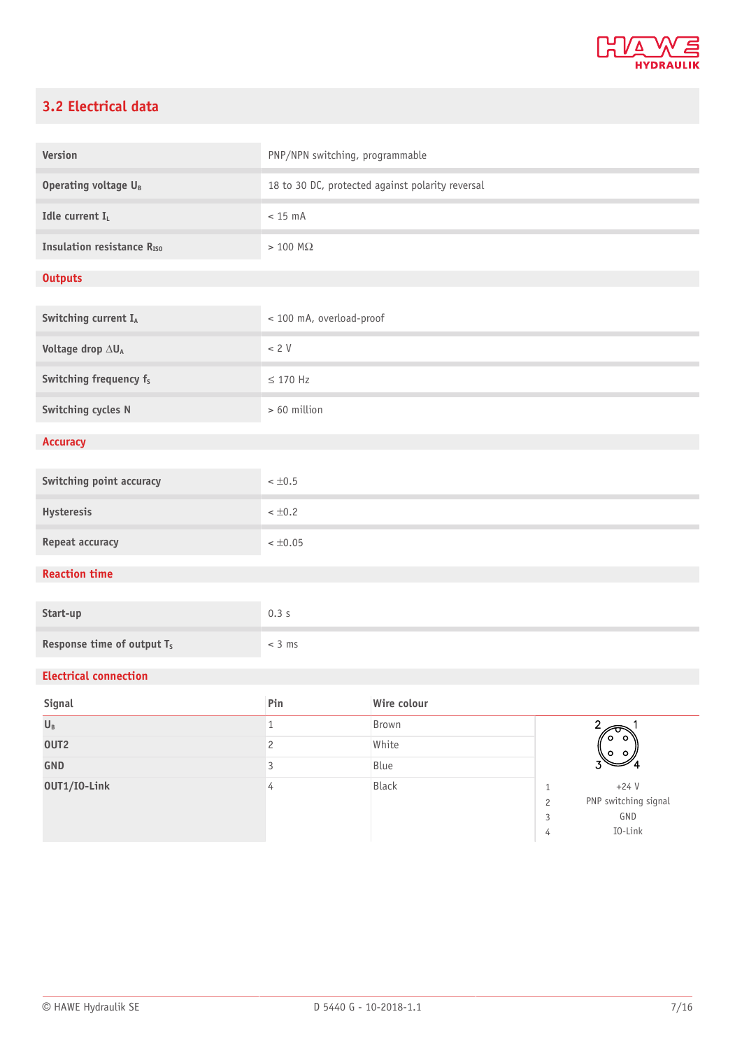## 3.2 Electrical data

| | |
|---|---|
| Version | PNP/NPN switching, programmable |
| Operating voltage $U_B$ | 18 to 30 DC, protected against polarity reversal |
| Idle current $I_L$ | < 15 mA |
| Insulation resistance $R_{ISO}$ | > 100 MΩ |

### Outputs

| | |
|---|---|
| Switching current $I_A$ | < 100 mA, overload-proof |
| Voltage drop $\Delta U_A$ | < 2 V |
| Switching frequency $f_S$ | ≤ 170 Hz |
| Switching cycles N | > 60 million |

### Accuracy

| | |
|---|---|
| Switching point accuracy | < ±0.5 |
| Hysteresis | < ±0.2 |
| Repeat accuracy | < ±0.05 |

### Reaction time

| | |
|---|---|
| Start-up | 0.3 s |
| Response time of output $T_S$ | < 3 ms |

### Electrical connection

| Signal | Pin | Wire colour |
|---|---|---|
| $U_B$ | 1 | Brown |
| OUT2 | 2 | White |
| GND | 3 | Blue |
| OUT1/IO-Link | 4 | Black |

| Pin | |
|---|---|
| 1 | +24 V |
| 2 | PNP switching signal |
| 3 | GND |
| 4 | IO-Link |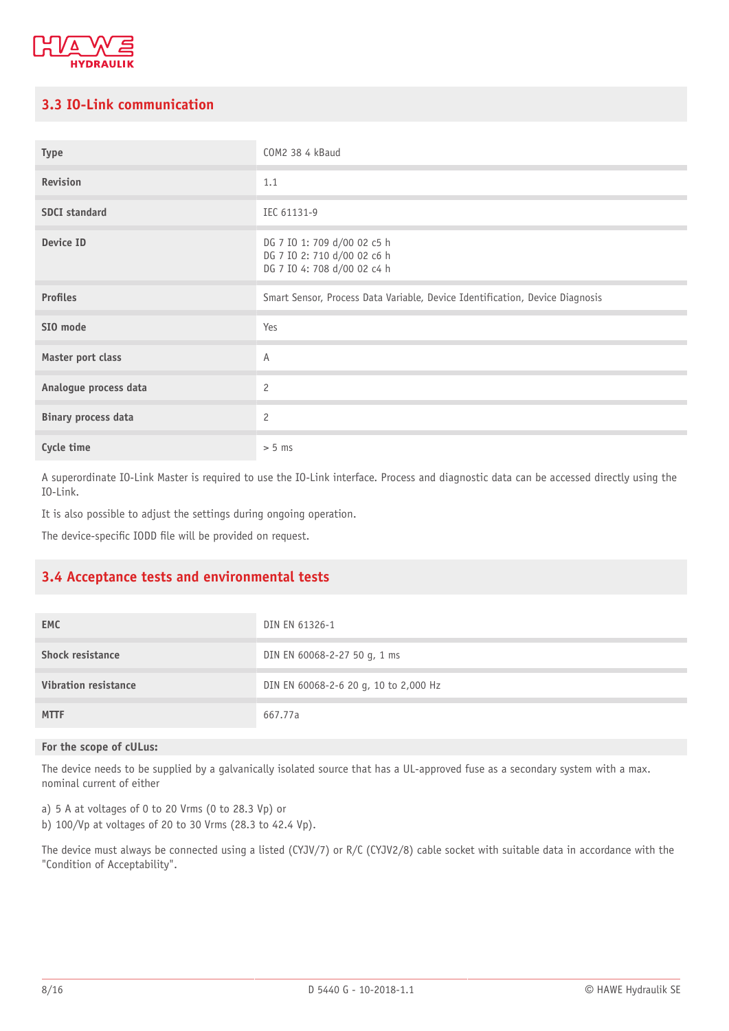## 3.3 IO-Link communication

| | |
|---|---|
| **Type** | COM2 38 4 kBaud |
| **Revision** | 1.1 |
| **SDCI standard** | IEC 61131-9 |
| **Device ID** | DG 7 IO 1: 709 d/00 02 c5 h<br>DG 7 IO 2: 710 d/00 02 c6 h<br>DG 7 IO 4: 708 d/00 02 c4 h |
| **Profiles** | Smart Sensor, Process Data Variable, Device Identification, Device Diagnosis |
| **SIO mode** | Yes |
| **Master port class** | A |
| **Analogue process data** | 2 |
| **Binary process data** | 2 |
| **Cycle time** | > 5 ms |

A superordinate IO-Link Master is required to use the IO-Link interface. Process and diagnostic data can be accessed directly using the IO-Link.

It is also possible to adjust the settings during ongoing operation.

The device-specific IODD file will be provided on request.

## 3.4 Acceptance tests and environmental tests

| | |
|---|---|
| **EMC** | DIN EN 61326-1 |
| **Shock resistance** | DIN EN 60068-2-27 50 g, 1 ms |
| **Vibration resistance** | DIN EN 60068-2-6 20 g, 10 to 2,000 Hz |
| **MTTF** | 667.77a |

**For the scope of cULus:**

The device needs to be supplied by a galvanically isolated source that has a UL-approved fuse as a secondary system with a max. nominal current of either

a) 5 A at voltages of 0 to 20 Vrms (0 to 28.3 Vp) or
b) 100/Vp at voltages of 20 to 30 Vrms (28.3 to 42.4 Vp).

The device must always be connected using a listed (CYJV/7) or R/C (CYJV2/8) cable socket with suitable data in accordance with the "Condition of Acceptability".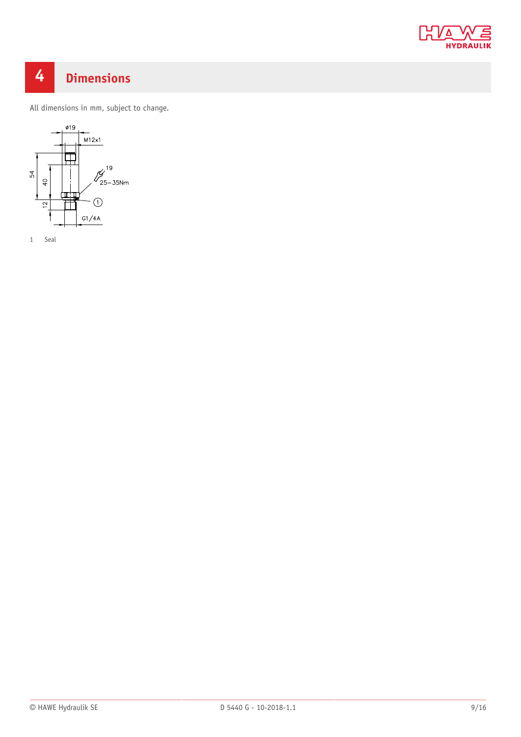# 4 Dimensions

All dimensions in mm, subject to change.

ø19

M12x1

54

40

12

19

25–35Nm

1

G1/4A

1 Seal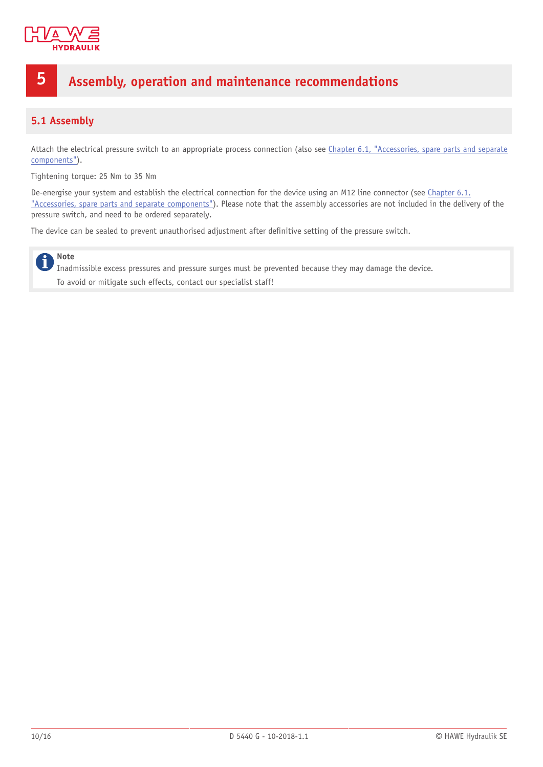# 5 Assembly, operation and maintenance recommendations

## 5.1 Assembly

Attach the electrical pressure switch to an appropriate process connection (also see Chapter 6.1, "Accessories, spare parts and separate components").

Tightening torque: 25 Nm to 35 Nm

De-energise your system and establish the electrical connection for the device using an M12 line connector (see Chapter 6.1, "Accessories, spare parts and separate components"). Please note that the assembly accessories are not included in the delivery of the pressure switch, and need to be ordered separately.

The device can be sealed to prevent unauthorised adjustment after definitive setting of the pressure switch.

**Note**

Inadmissible excess pressures and pressure surges must be prevented because they may damage the device.

To avoid or mitigate such effects, contact our specialist staff!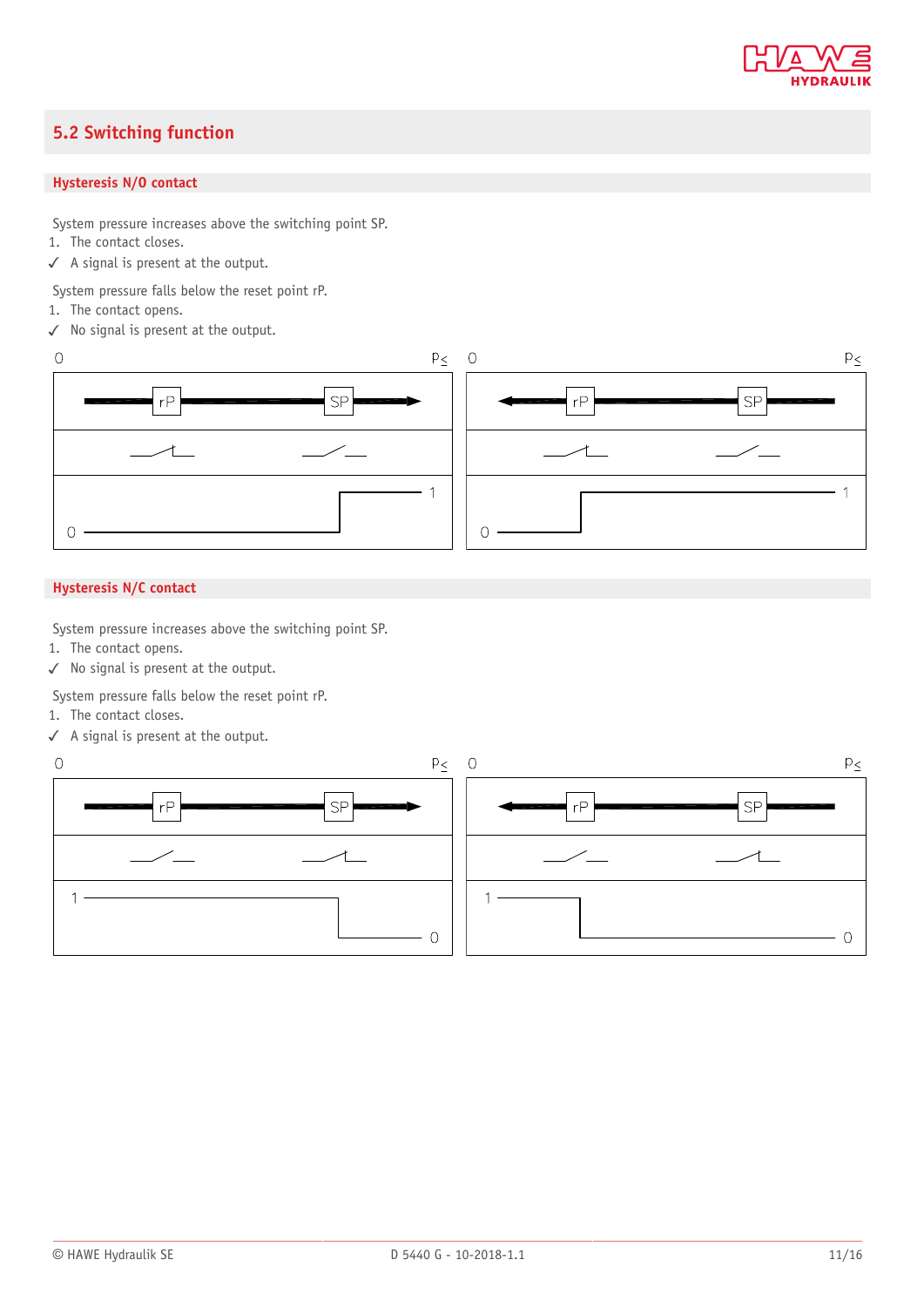## 5.2 Switching function

### Hysteresis N/O contact

System pressure increases above the switching point SP.

1. The contact closes.

✓ A signal is present at the output.

System pressure falls below the reset point rP.

1. The contact opens.

✓ No signal is present at the output.

### Hysteresis N/C contact

System pressure increases above the switching point SP.

1. The contact opens.

✓ No signal is present at the output.

System pressure falls below the reset point rP.

1. The contact closes.

✓ A signal is present at the output.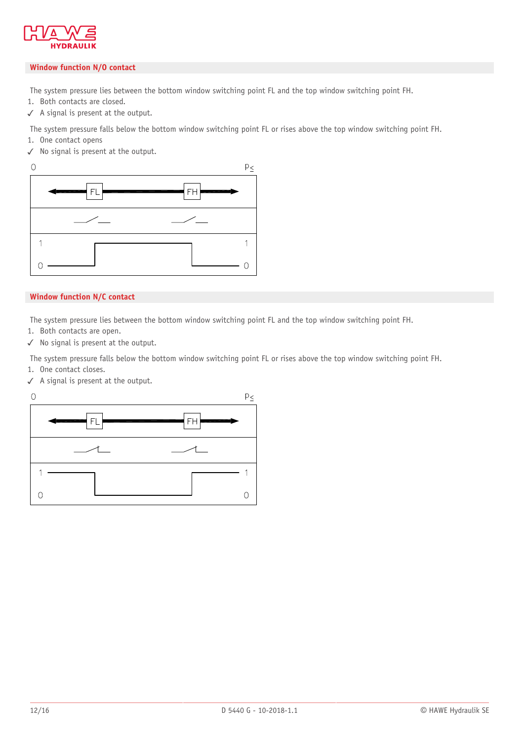## Window function N/O contact

The system pressure lies between the bottom window switching point FL and the top window switching point FH.

1. Both contacts are closed.

✓ A signal is present at the output.

The system pressure falls below the bottom window switching point FL or rises above the top window switching point FH.

1. One contact opens

✓ No signal is present at the output.

## Window function N/C contact

The system pressure lies between the bottom window switching point FL and the top window switching point FH.

1. Both contacts are open.

✓ No signal is present at the output.

The system pressure falls below the bottom window switching point FL or rises above the top window switching point FH.

1. One contact closes.

✓ A signal is present at the output.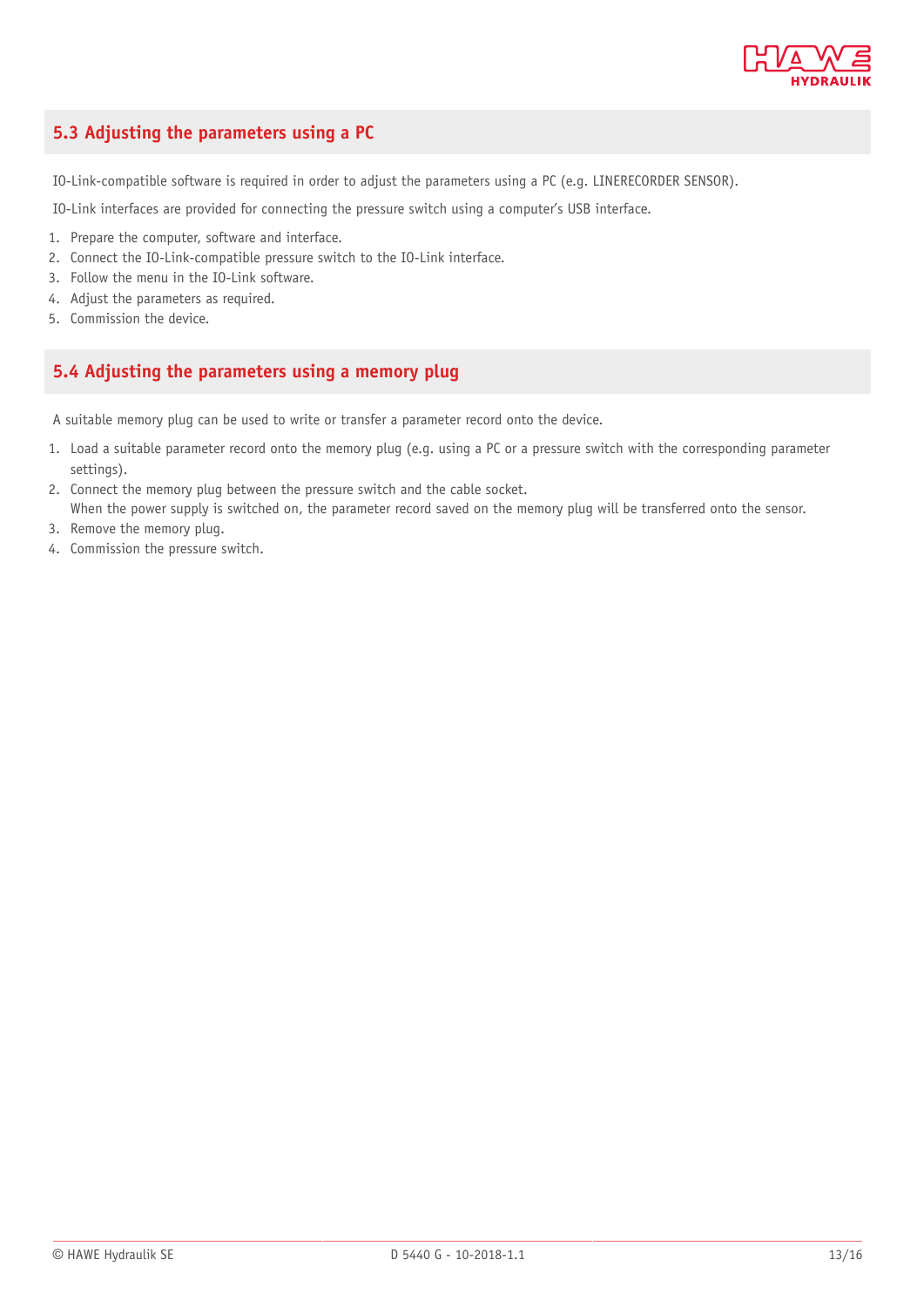## 5.3 Adjusting the parameters using a PC

IO-Link-compatible software is required in order to adjust the parameters using a PC (e.g. LINERECORDER SENSOR).

IO-Link interfaces are provided for connecting the pressure switch using a computer's USB interface.

1. Prepare the computer, software and interface.
2. Connect the IO-Link-compatible pressure switch to the IO-Link interface.
3. Follow the menu in the IO-Link software.
4. Adjust the parameters as required.
5. Commission the device.

## 5.4 Adjusting the parameters using a memory plug

A suitable memory plug can be used to write or transfer a parameter record onto the device.

1. Load a suitable parameter record onto the memory plug (e.g. using a PC or a pressure switch with the corresponding parameter settings).
2. Connect the memory plug between the pressure switch and the cable socket.
   When the power supply is switched on, the parameter record saved on the memory plug will be transferred onto the sensor.
3. Remove the memory plug.
4. Commission the pressure switch.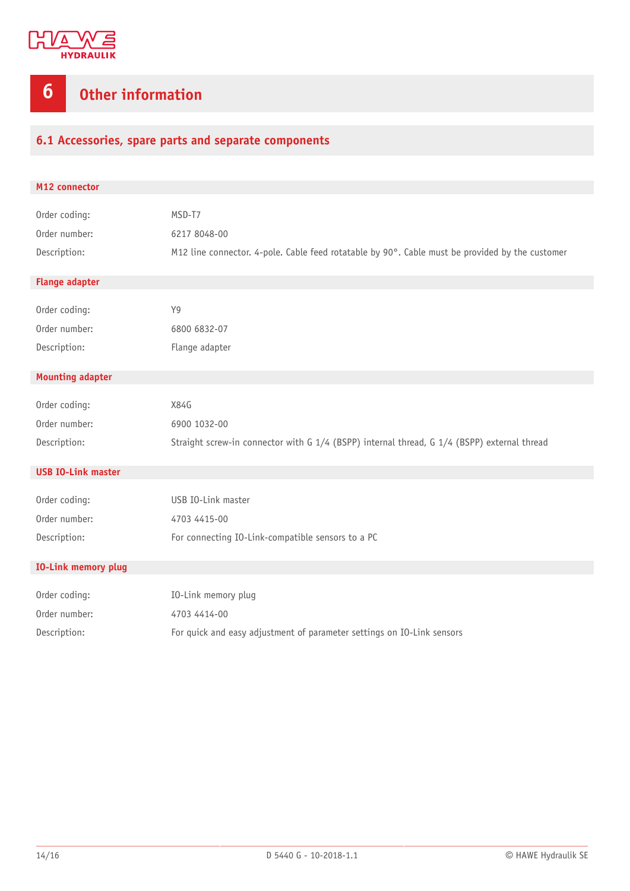# 6 Other information

## 6.1 Accessories, spare parts and separate components

### M12 connector

| | |
|---|---|
| Order coding: | MSD-T7 |
| Order number: | 6217 8048-00 |
| Description: | M12 line connector. 4-pole. Cable feed rotatable by 90°. Cable must be provided by the customer |

### Flange adapter

| | |
|---|---|
| Order coding: | Y9 |
| Order number: | 6800 6832-07 |
| Description: | Flange adapter |

### Mounting adapter

| | |
|---|---|
| Order coding: | X84G |
| Order number: | 6900 1032-00 |
| Description: | Straight screw-in connector with G 1/4 (BSPP) internal thread, G 1/4 (BSPP) external thread |

### USB IO-Link master

| | |
|---|---|
| Order coding: | USB IO-Link master |
| Order number: | 4703 4415-00 |
| Description: | For connecting IO-Link-compatible sensors to a PC |

### IO-Link memory plug

| | |
|---|---|
| Order coding: | IO-Link memory plug |
| Order number: | 4703 4414-00 |
| Description: | For quick and easy adjustment of parameter settings on IO-Link sensors |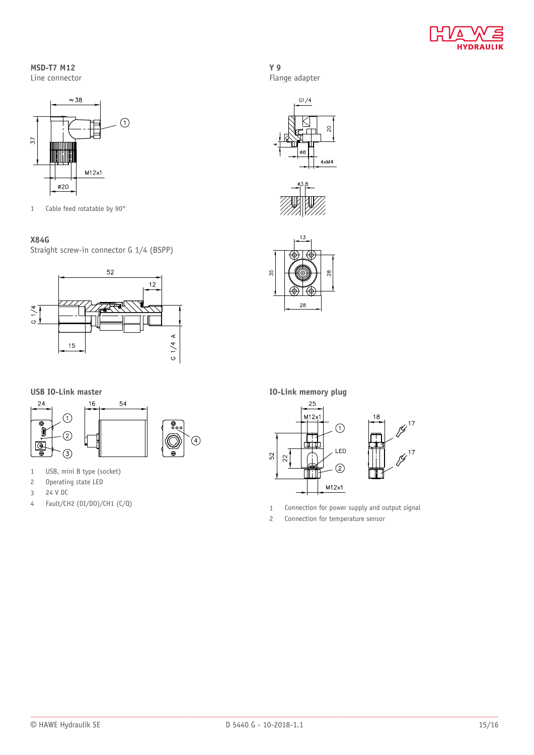**MSD-T7 M12**
Line connector

1 Cable feed rotatable by 90°

**X84G**
Straight screw-in connector G 1/4 (BSPP)

**USB IO-Link master**

1 USB, mini B type (socket)
2 Operating state LED
3 24 V DC
4 Fault/CH2 (DI/DO)/CH1 (C/Q)

**Y 9**
Flange adapter

**IO-Link memory plug**

1 Connection for power supply and output signal
2 Connection for temperature sensor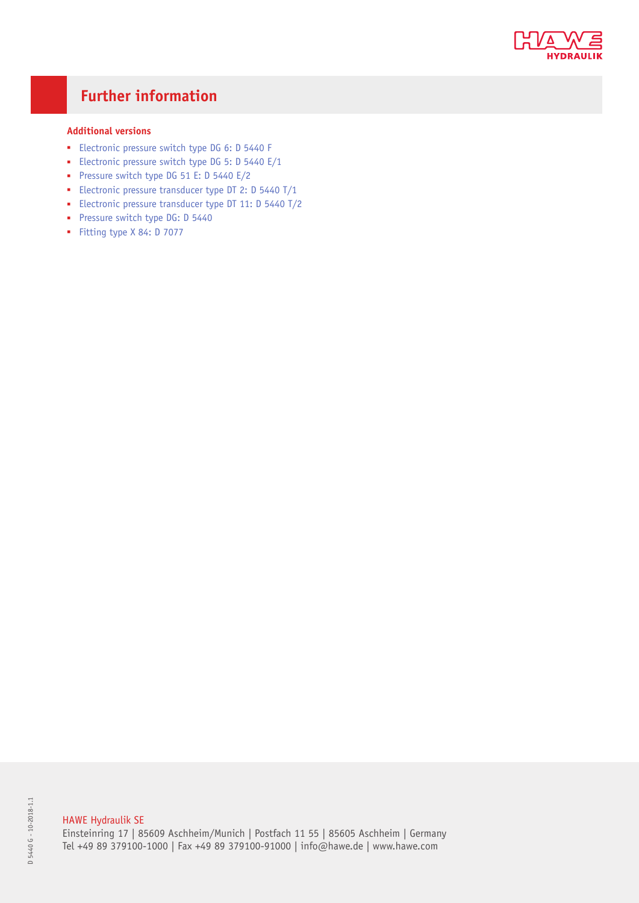# Further information

### Additional versions

- Electronic pressure switch type DG 6: D 5440 F
- Electronic pressure switch type DG 5: D 5440 E/1
- Pressure switch type DG 51 E: D 5440 E/2
- Electronic pressure transducer type DT 2: D 5440 T/1
- Electronic pressure transducer type DT 11: D 5440 T/2
- Pressure switch type DG: D 5440
- Fitting type X 84: D 7077

HAWE Hydraulik SE
Einsteinring 17 | 85609 Aschheim/Munich | Postfach 11 55 | 85605 Aschheim | Germany
Tel +49 89 379100-1000 | Fax +49 89 379100-91000 | info@hawe.de | www.hawe.com

D 5440 G - 10-2018-1.1